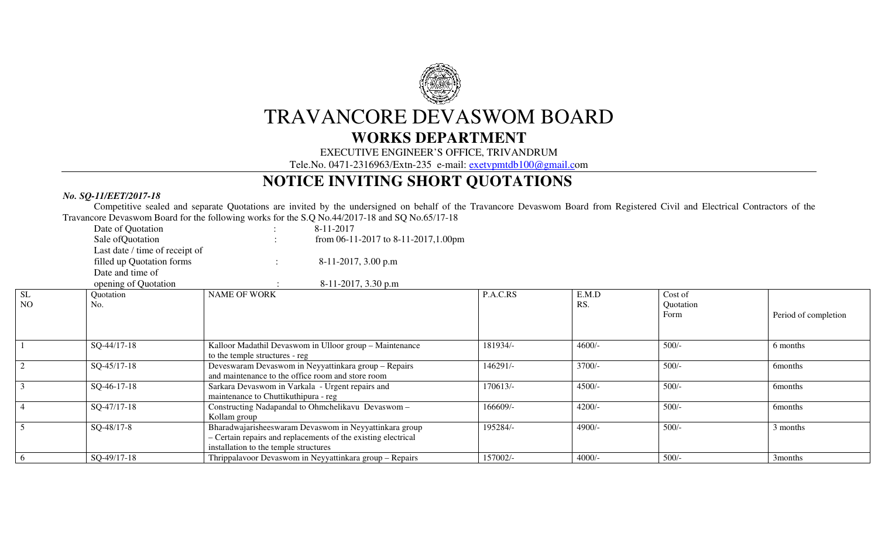# TRAVANCORE DEVASWOM BOARD

## WORKS DEPARTMENT

EXECUTIVE ENGINEER'S OFFICE, TRIVANDRUM

Tele.No. 0471-2316963/Extn-235 e-mail: exetvpmtdb100@gmail.com

# NOTICE INVITING SHORT QUOTATIONS

***No. SQ-11/EET/2017-18***

Competitive sealed and separate Quotations are invited by the undersigned on behalf of the Travancore Devaswom Board from Registered Civil and Electrical Contractors of the Travancore Devaswom Board for the following works for the S.Q No.44/2017-18 and SQ No.65/17-18

Date of Quotation : 8-11-2017

Sale ofQuotation : from 06-11-2017 to 8-11-2017,1.00pm

Last date / time of receipt of filled up Quotation forms : 8-11-2017, 3.00 p.m

Date and time of opening of Quotation : 8-11-2017, 3.30 p.m

| SL NO | Quotation No. | NAME OF WORK | P.A.C.RS | E.M.D RS. | Cost of Quotation Form | Period of completion |
|---|---|---|---|---|---|---|
| 1 | SQ-44/17-18 | Kalloor Madathil Devaswom in Ulloor group – Maintenance to the temple structures - reg | 181934/- | 4600/- | 500/- | 6 months |
| 2 | SQ-45/17-18 | Deveswaram Devaswom in Neyyattinkara group – Repairs and maintenance to the office room and store room | 146291/- | 3700/- | 500/- | 6months |
| 3 | SQ-46-17-18 | Sarkara Devaswom in Varkala - Urgent repairs and maintenance to Chuttikuthipura - reg | 170613/- | 4500/- | 500/- | 6months |
| 4 | SQ-47/17-18 | Constructing Nadapandal to Ohmchelikavu Devaswom – Kollam group | 166609/- | 4200/- | 500/- | 6months |
| 5 | SQ-48/17-8 | Bharadwajarisheeswaram Devaswom in Neyyattinkara group – Certain repairs and replacements of the existing electrical installation to the temple structures | 195284/- | 4900/- | 500/- | 3 months |
| 6 | SQ-49/17-18 | Thrippalavoor Devaswom in Neyyattinkara group – Repairs | 157002/- | 4000/- | 500/- | 3months |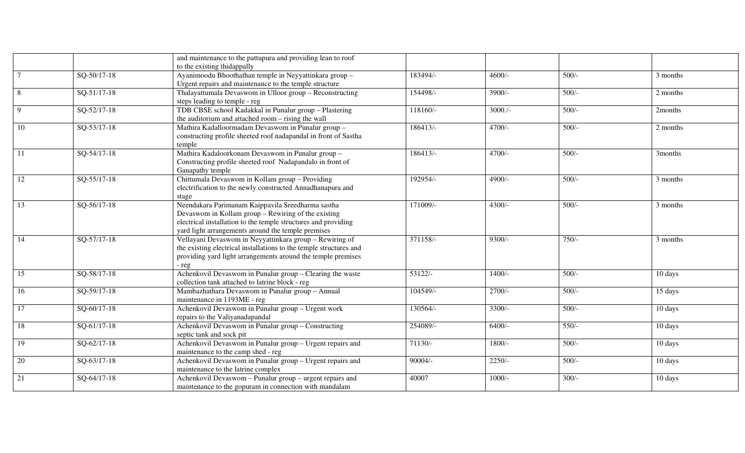| | | | | | | |
|---|---|---|---|---|---|---|
| | | and maintenance to the pattupura and providing lean to roof to the existing thidappally | | | | |
| 7 | SQ-50/17-18 | Ayanimoodu Bhoothathan temple in Neyyattinkara group – Urgent repairs and maintenance to the temple structure | 183494/- | 4600/- | 500/- | 3 months |
| 8 | SQ-51/17-18 | Thalayattumala Devaswom in Ulloor group – Reconstructing steps leading to temple - reg | 154498/- | 3900/- | 500/- | 2 months |
| 9 | SQ-52/17-18 | TDB CBSE school Kadakkal in Punalur group – Plastering the auditorium and attached room – rising the wall | 118160/- | 3000./- | 500/- | 2months |
| 10 | SQ-53/17-18 | Mathira Kadalloormadam Devaswom in Punalur group – constructing profile sheeted roof nadapandal in front of Sastha temple | 186413/- | 4700/- | 500/- | 2 months |
| 11 | SQ-54/17-18 | Mathira Kadaloorkonam Devaswom in Punalur group – Constructing profile sheeted roof Nadapandalo in front of Ganapathy temple | 186413/- | 4700/- | 500/- | 3months |
| 12 | SQ-55/17-18 | Chittumala Devaswom in Kollam group – Providing electrification to the newly constructed Annadhanapura and stage | 192954/- | 4900/- | 500/- | 3 months |
| 13 | SQ-56/17-18 | Neendakara Parimanam Kaippavila Sreedharma sastha Devaswom in Kollam group – Rewiring of the existing electrical installation to the temple structures and providing yard light arrangements around the temple premises | 171009/- | 4300/- | 500/- | 3 months |
| 14 | SQ-57/17-18 | Vellayani Devaswom in Neyyattinkara group – Rewiring of the existing electrical installations to the temple structures and providing yard light arrangements around the temple premises - reg | 371158/- | 9300/- | 750/- | 3 months |
| 15 | SQ-58/17-18 | Achenkovil Devaswom in Punalur group – Clearing the waste collection tank attached to latrine block - reg | 53122/- | 1400/- | 500/- | 10 days |
| 16 | SQ-59/17-18 | Mambazhathara Devaswom in Punalur group – Annual maintenance in 1193ME - reg | 104549/- | 2700/- | 500/- | 15 days |
| 17 | SQ-60/17-18 | Achenkovil Devaswom in Punalur group – Urgent work repairs to the Valiyanadapandal | 130564/- | 3300/- | 500/- | 10 days |
| 18 | SQ-61/17-18 | Achenkovil Devaswom in Punalur group – Constructing septic tank and sock pit | 254089/- | 6400/- | 550/- | 10 days |
| 19 | SQ-62/17-18 | Achenkovil Devaswom in Punalur group – Urgent repairs and maintenance to the camp shed - reg | 71130/- | 1800/- | 500/- | 10 days |
| 20 | SQ-63/17-18 | Achenkovil Devaswom in Punalur group – Urgent repairs and maintenance to the latrine complex | 90004/- | 2250/- | 500/- | 10 days |
| 21 | SQ-64/17-18 | Achenkovil Devaswom – Punalur group – urgent repairs and maintenance to the gopuram in connection with mandalam | 40007 | 1000/- | 300/- | 10 days |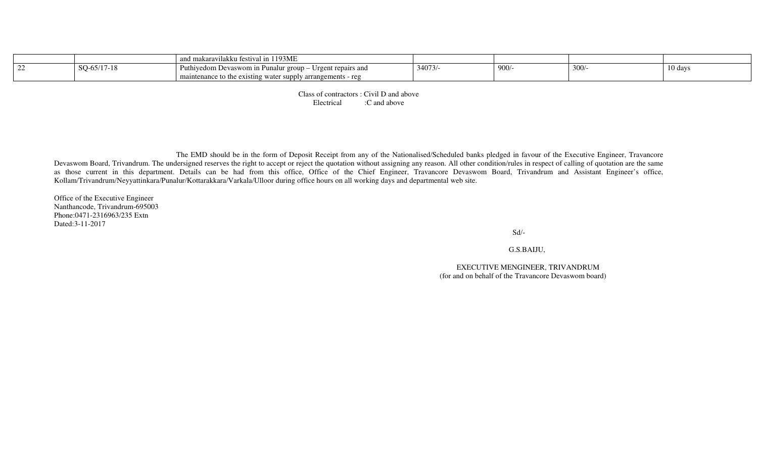| | | | | | | |
|---|---|---|---|---|---|---|
| | | and makaravilakku festival in 1193ME | | | | |
| 22 | SQ-65/17-18 | Puthiyedom Devaswom in Punalur group – Urgent repairs and maintenance to the existing water supply arrangements - reg | 34073/- | 900/- | 300/- | 10 days |

Class of contractors : Civil D and above
Electrical :C and above

The EMD should be in the form of Deposit Receipt from any of the Nationalised/Scheduled banks pledged in favour of the Executive Engineer, Travancore Devaswom Board, Trivandrum. The undersigned reserves the right to accept or reject the quotation without assigning any reason. All other condition/rules in respect of calling of quotation are the same as those current in this department. Details can be had from this office, Office of the Chief Engineer, Travancore Devaswom Board, Trivandrum and Assistant Engineer's office, Kollam/Trivandrum/Neyyattinkara/Punalur/Kottarakkara/Varkala/Ulloor during office hours on all working days and departmental web site.

Office of the Executive Engineer
Nanthancode, Trivandrum-695003
Phone:0471-2316963/235 Extn
Dated:3-11-2017

Sd/-

G.S.BAIJU,

EXECUTIVE MENGINEER, TRIVANDRUM
(for and on behalf of the Travancore Devaswom board)